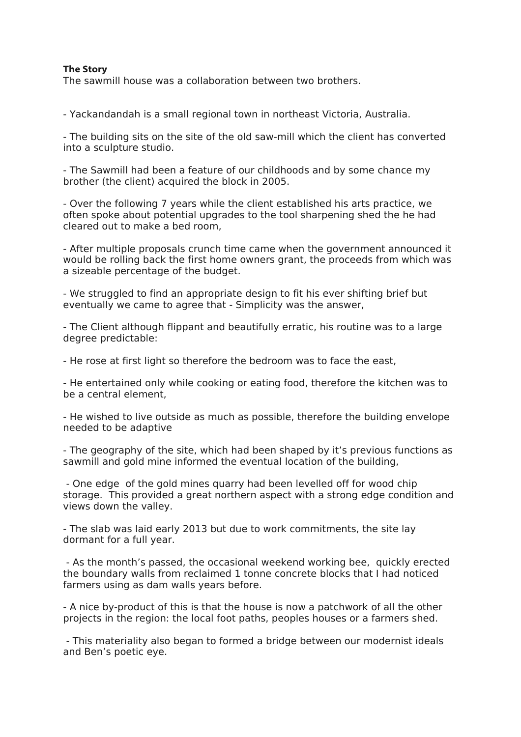**The Story**

The sawmill house was a collaboration between two brothers.

- Yackandandah is a small regional town in northeast Victoria, Australia.

- The building sits on the site of the old saw-mill which the client has converted into a sculpture studio.

- The Sawmill had been a feature of our childhoods and by some chance my brother (the client) acquired the block in 2005.

- Over the following 7 years while the client established his arts practice, we often spoke about potential upgrades to the tool sharpening shed the he had cleared out to make a bed room,

- After multiple proposals crunch time came when the government announced it would be rolling back the first home owners grant, the proceeds from which was a sizeable percentage of the budget.

- We struggled to find an appropriate design to fit his ever shifting brief but eventually we came to agree that - Simplicity was the answer,

- The Client although flippant and beautifully erratic, his routine was to a large degree predictable:

- He rose at first light so therefore the bedroom was to face the east,

- He entertained only while cooking or eating food, therefore the kitchen was to be a central element,

- He wished to live outside as much as possible, therefore the building envelope needed to be adaptive

- The geography of the site, which had been shaped by it's previous functions as sawmill and gold mine informed the eventual location of the building,

- One edge of the gold mines quarry had been levelled off for wood chip storage. This provided a great northern aspect with a strong edge condition and views down the valley.

- The slab was laid early 2013 but due to work commitments, the site lay dormant for a full year.

- As the month's passed, the occasional weekend working bee, quickly erected the boundary walls from reclaimed 1 tonne concrete blocks that I had noticed farmers using as dam walls years before.

- A nice by-product of this is that the house is now a patchwork of all the other projects in the region: the local foot paths, peoples houses or a farmers shed.

- This materiality also began to formed a bridge between our modernist ideals and Ben's poetic eye.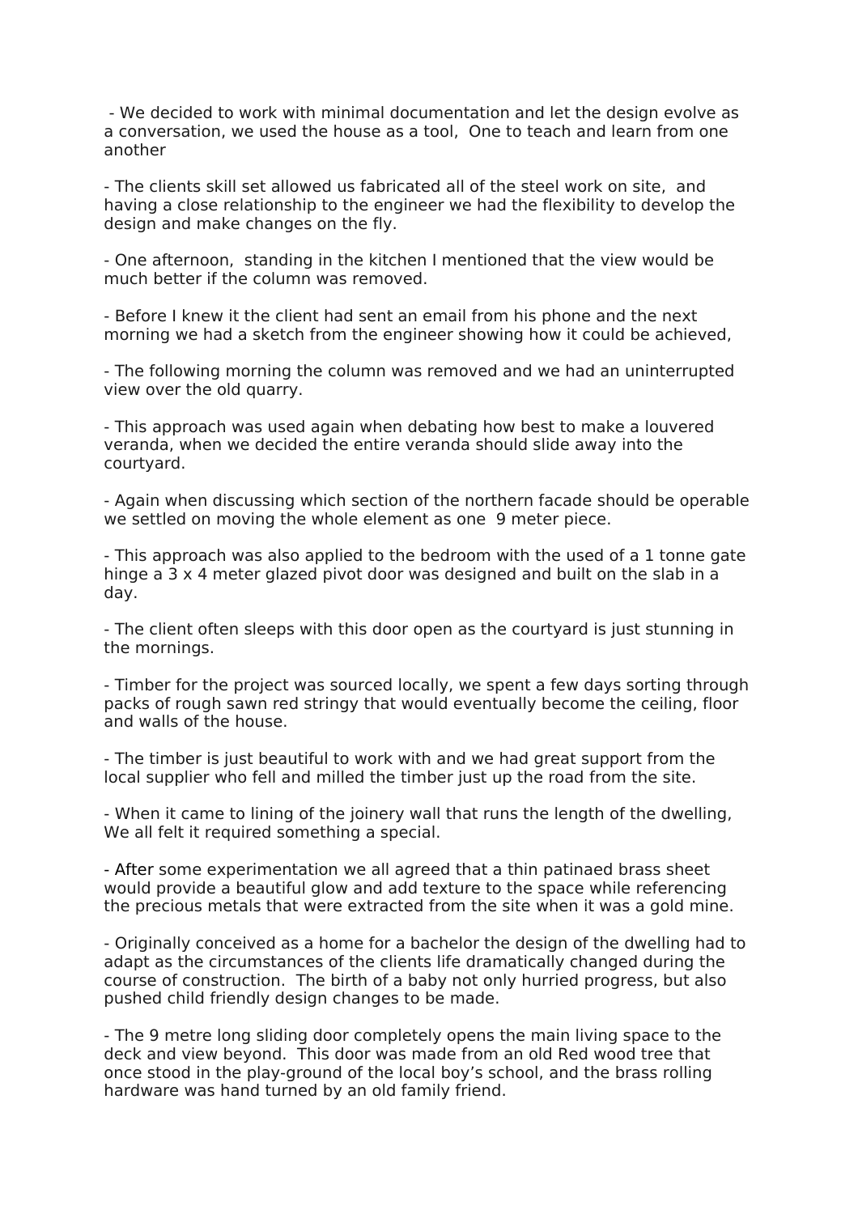- We decided to work with minimal documentation and let the design evolve as a conversation, we used the house as a tool,  One to teach and learn from one another

- The clients skill set allowed us fabricated all of the steel work on site,  and having a close relationship to the engineer we had the flexibility to develop the design and make changes on the fly.

- One afternoon,  standing in the kitchen I mentioned that the view would be much better if the column was removed.

- Before I knew it the client had sent an email from his phone and the next morning we had a sketch from the engineer showing how it could be achieved,

- The following morning the column was removed and we had an uninterrupted view over the old quarry.

- This approach was used again when debating how best to make a louvered veranda, when we decided the entire veranda should slide away into the courtyard.

- Again when discussing which section of the northern facade should be operable we settled on moving the whole element as one  9 meter piece.

- This approach was also applied to the bedroom with the used of a 1 tonne gate hinge a 3 x 4 meter glazed pivot door was designed and built on the slab in a day.

- The client often sleeps with this door open as the courtyard is just stunning in the mornings.

- Timber for the project was sourced locally, we spent a few days sorting through packs of rough sawn red stringy that would eventually become the ceiling, floor and walls of the house.

- The timber is just beautiful to work with and we had great support from the local supplier who fell and milled the timber just up the road from the site.

- When it came to lining of the joinery wall that runs the length of the dwelling, We all felt it required something a special.

- After some experimentation we all agreed that a thin patinaed brass sheet would provide a beautiful glow and add texture to the space while referencing the precious metals that were extracted from the site when it was a gold mine.

- Originally conceived as a home for a bachelor the design of the dwelling had to adapt as the circumstances of the clients life dramatically changed during the course of construction.  The birth of a baby not only hurried progress, but also pushed child friendly design changes to be made.

- The 9 metre long sliding door completely opens the main living space to the deck and view beyond.  This door was made from an old Red wood tree that once stood in the play-ground of the local boy's school, and the brass rolling hardware was hand turned by an old family friend.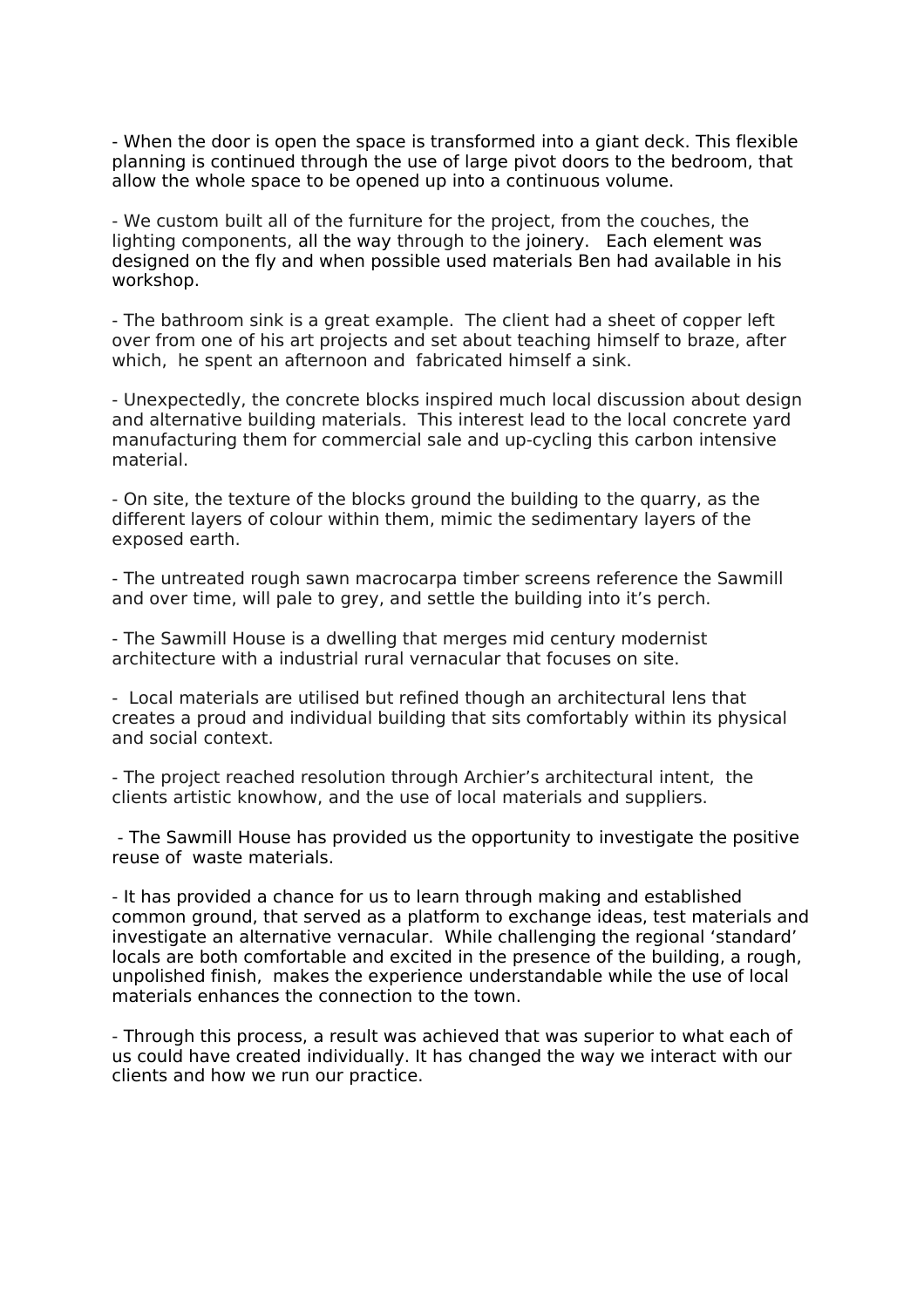- When the door is open the space is transformed into a giant deck. This flexible planning is continued through the use of large pivot doors to the bedroom, that allow the whole space to be opened up into a continuous volume.

- We custom built all of the furniture for the project, from the couches, the lighting components, all the way through to the joinery.   Each element was designed on the fly and when possible used materials Ben had available in his workshop.

- The bathroom sink is a great example.  The client had a sheet of copper left over from one of his art projects and set about teaching himself to braze, after which,  he spent an afternoon and  fabricated himself a sink.

- Unexpectedly, the concrete blocks inspired much local discussion about design and alternative building materials.  This interest lead to the local concrete yard manufacturing them for commercial sale and up-cycling this carbon intensive material.

- On site, the texture of the blocks ground the building to the quarry, as the different layers of colour within them, mimic the sedimentary layers of the exposed earth.

- The untreated rough sawn macrocarpa timber screens reference the Sawmill and over time, will pale to grey, and settle the building into it's perch.

- The Sawmill House is a dwelling that merges mid century modernist architecture with a industrial rural vernacular that focuses on site.

-  Local materials are utilised but refined though an architectural lens that creates a proud and individual building that sits comfortably within its physical and social context.

- The project reached resolution through Archier's architectural intent,  the clients artistic knowhow, and the use of local materials and suppliers.

- The Sawmill House has provided us the opportunity to investigate the positive reuse of  waste materials.

- It has provided a chance for us to learn through making and established common ground, that served as a platform to exchange ideas, test materials and investigate an alternative vernacular.  While challenging the regional 'standard' locals are both comfortable and excited in the presence of the building, a rough, unpolished finish,  makes the experience understandable while the use of local materials enhances the connection to the town.

- Through this process, a result was achieved that was superior to what each of us could have created individually. It has changed the way we interact with our clients and how we run our practice.